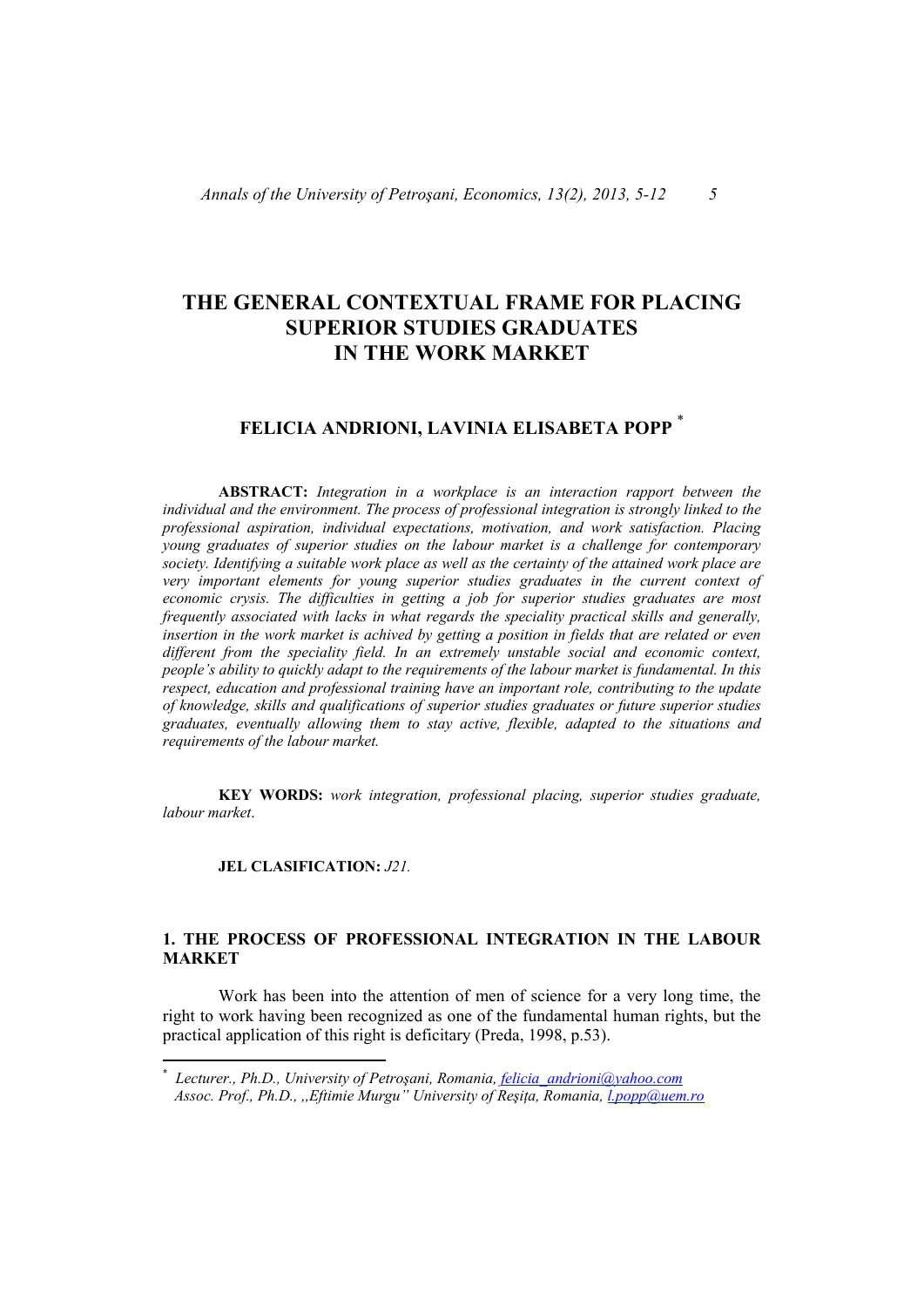# THE GENERAL CONTEXTUAL FRAME FOR PLACING SUPERIOR STUDIES GRADUATES IN THE WORK MARKET

## FELICIA ANDRIONI, LAVINIA ELISABETA POPP [*]

**ABSTRACT:** *Integration in a workplace is an interaction rapport between the individual and the environment. The process of professional integration is strongly linked to the professional aspiration, individual expectations, motivation, and work satisfaction. Placing young graduates of superior studies on the labour market is a challenge for contemporary society. Identifying a suitable work place as well as the certainty of the attained work place are very important elements for young superior studies graduates in the current context of economic crysis. The difficulties in getting a job for superior studies graduates are most frequently associated with lacks in what regards the speciality practical skills and generally, insertion in the work market is achived by getting a position in fields that are related or even different from the speciality field. In an extremely unstable social and economic context, people's ability to quickly adapt to the requirements of the labour market is fundamental. In this respect, education and professional training have an important role, contributing to the update of knowledge, skills and qualifications of superior studies graduates or future superior studies graduates, eventually allowing them to stay active, flexible, adapted to the situations and requirements of the labour market.*

**KEY WORDS:** *work integration, professional placing, superior studies graduate, labour market*.

**JEL CLASIFICATION:** *J21.*

## 1. THE PROCESS OF PROFESSIONAL INTEGRATION IN THE LABOUR MARKET

Work has been into the attention of men of science for a very long time, the right to work having been recognized as one of the fundamental human rights, but the practical application of this right is deficitary (Preda, 1998, p.53).

---

[*] *Lecturer., Ph.D., University of Petroşani, Romania, felicia_andrioni@yahoo.com*
*Assoc. Prof., Ph.D., „Eftimie Murgu" University of Reşiţa, Romania, l.popp@uem.ro*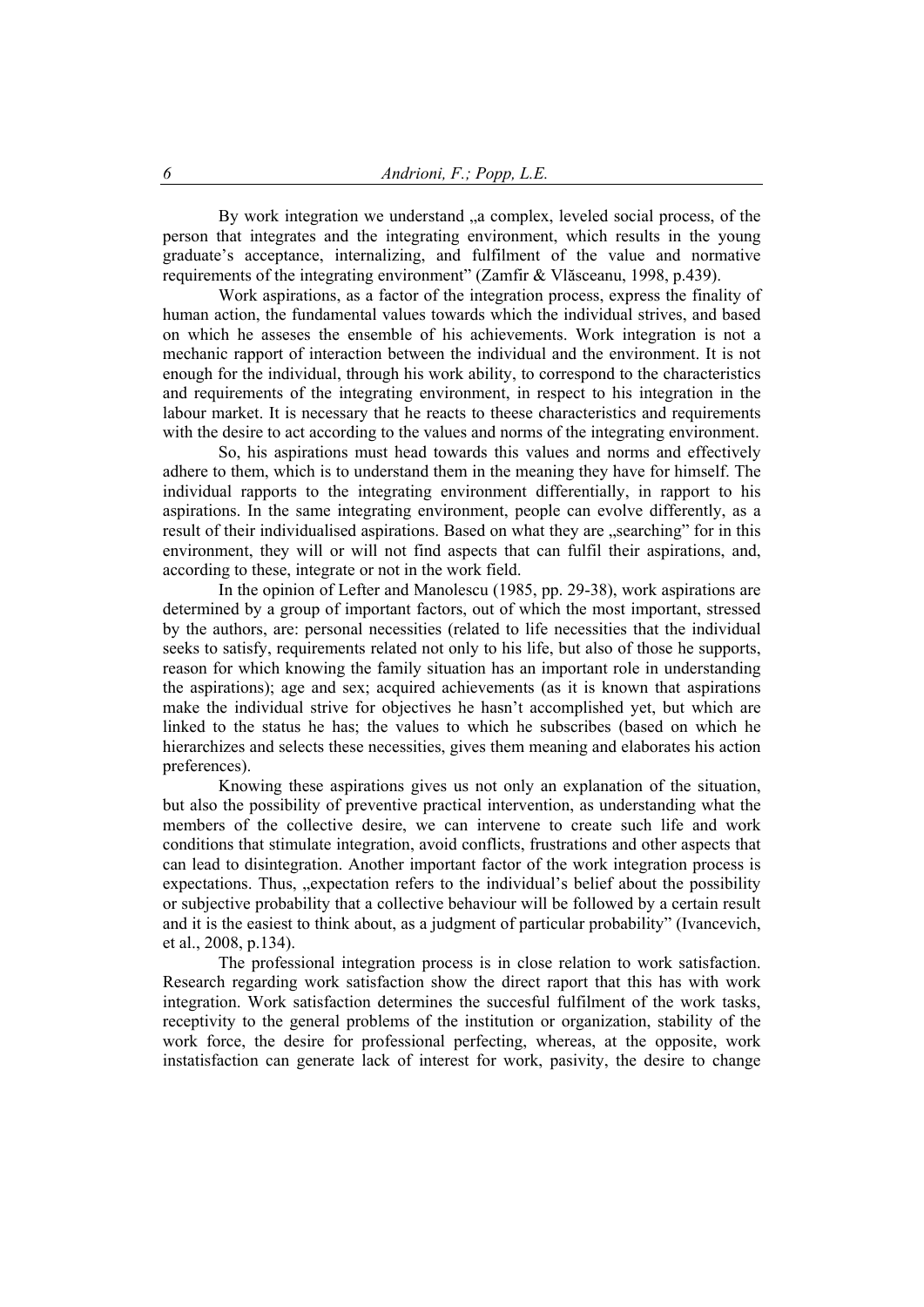By work integration we understand „a complex, leveled social process, of the person that integrates and the integrating environment, which results in the young graduate's acceptance, internalizing, and fulfilment of the value and normative requirements of the integrating environment" (Zamfir & Vlăsceanu, 1998, p.439).

Work aspirations, as a factor of the integration process, express the finality of human action, the fundamental values towards which the individual strives, and based on which he asseses the ensemble of his achievements. Work integration is not a mechanic rapport of interaction between the individual and the environment. It is not enough for the individual, through his work ability, to correspond to the characteristics and requirements of the integrating environment, in respect to his integration in the labour market. It is necessary that he reacts to theese characteristics and requirements with the desire to act according to the values and norms of the integrating environment.

So, his aspirations must head towards this values and norms and effectively adhere to them, which is to understand them in the meaning they have for himself. The individual rapports to the integrating environment differentially, in rapport to his aspirations. In the same integrating environment, people can evolve differently, as a result of their individualised aspirations. Based on what they are „searching" for in this environment, they will or will not find aspects that can fulfil their aspirations, and, according to these, integrate or not in the work field.

In the opinion of Lefter and Manolescu (1985, pp. 29-38), work aspirations are determined by a group of important factors, out of which the most important, stressed by the authors, are: personal necessities (related to life necessities that the individual seeks to satisfy, requirements related not only to his life, but also of those he supports, reason for which knowing the family situation has an important role in understanding the aspirations); age and sex; acquired achievements (as it is known that aspirations make the individual strive for objectives he hasn't accomplished yet, but which are linked to the status he has; the values to which he subscribes (based on which he hierarchizes and selects these necessities, gives them meaning and elaborates his action preferences).

Knowing these aspirations gives us not only an explanation of the situation, but also the possibility of preventive practical intervention, as understanding what the members of the collective desire, we can intervene to create such life and work conditions that stimulate integration, avoid conflicts, frustrations and other aspects that can lead to disintegration. Another important factor of the work integration process is expectations. Thus, „expectation refers to the individual's belief about the possibility or subjective probability that a collective behaviour will be followed by a certain result and it is the easiest to think about, as a judgment of particular probability" (Ivancevich, et al., 2008, p.134).

The professional integration process is in close relation to work satisfaction. Research regarding work satisfaction show the direct raport that this has with work integration. Work satisfaction determines the succesful fulfilment of the work tasks, receptivity to the general problems of the institution or organization, stability of the work force, the desire for professional perfecting, whereas, at the opposite, work instatisfaction can generate lack of interest for work, pasivity, the desire to change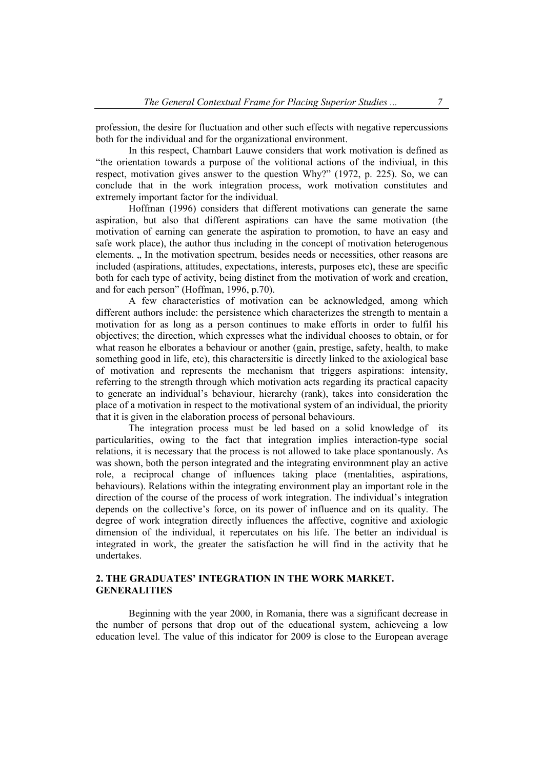profession, the desire for fluctuation and other such effects with negative repercussions both for the individual and for the organizational environment.

In this respect, Chambart Lauwe considers that work motivation is defined as "the orientation towards a purpose of the volitional actions of the indiviual, in this respect, motivation gives answer to the question Why?" (1972, p. 225). So, we can conclude that in the work integration process, work motivation constitutes and extremely important factor for the individual.

Hoffman (1996) considers that different motivations can generate the same aspiration, but also that different aspirations can have the same motivation (the motivation of earning can generate the aspiration to promotion, to have an easy and safe work place), the author thus including in the concept of motivation heterogenous elements. „ In the motivation spectrum, besides needs or necessities, other reasons are included (aspirations, attitudes, expectations, interests, purposes etc), these are specific both for each type of activity, being distinct from the motivation of work and creation, and for each person" (Hoffman, 1996, p.70).

A few characteristics of motivation can be acknowledged, among which different authors include: the persistence which characterizes the strength to mentain a motivation for as long as a person continues to make efforts in order to fulfil his objectives; the direction, which expresses what the individual chooses to obtain, or for what reason he elborates a behaviour or another (gain, prestige, safety, health, to make something good in life, etc), this charactersitic is directly linked to the axiological base of motivation and represents the mechanism that triggers aspirations: intensity, referring to the strength through which motivation acts regarding its practical capacity to generate an individual's behaviour, hierarchy (rank), takes into consideration the place of a motivation in respect to the motivational system of an individual, the priority that it is given in the elaboration process of personal behaviours.

The integration process must be led based on a solid knowledge of its particularities, owing to the fact that integration implies interaction-type social relations, it is necessary that the process is not allowed to take place spontanously. As was shown, both the person integrated and the integrating environmnent play an active role, a reciprocal change of influences taking place (mentalities, aspirations, behaviours). Relations within the integrating environment play an important role in the direction of the course of the process of work integration. The individual's integration depends on the collective's force, on its power of influence and on its quality. The degree of work integration directly influences the affective, cognitive and axiologic dimension of the individual, it repercutates on his life. The better an individual is integrated in work, the greater the satisfaction he will find in the activity that he undertakes.

## 2. THE GRADUATES' INTEGRATION IN THE WORK MARKET. GENERALITIES

Beginning with the year 2000, in Romania, there was a significant decrease in the number of persons that drop out of the educational system, achieveing a low education level. The value of this indicator for 2009 is close to the European average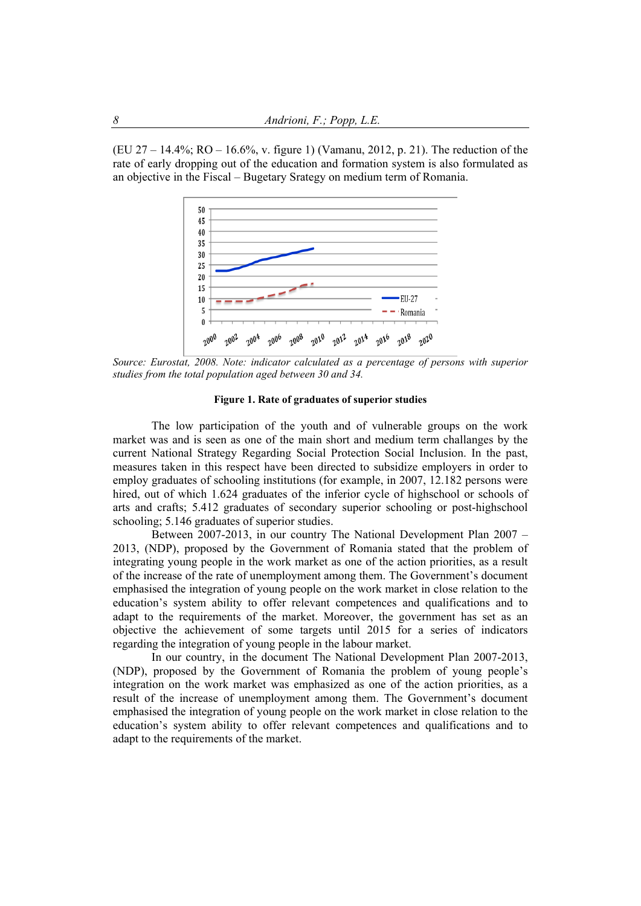(EU 27 – 14.4%; RO – 16.6%, v. figure 1) (Vamanu, 2012, p. 21). The reduction of the rate of early dropping out of the education and formation system is also formulated as an objective in the Fiscal – Bugetary Srategy on medium term of Romania.

*Source: Eurostat, 2008. Note: indicator calculated as a percentage of persons with superior studies from the total population aged between 30 and 34.*

**Figure 1. Rate of graduates of superior studies**

The low participation of the youth and of vulnerable groups on the work market was and is seen as one of the main short and medium term challanges by the current National Strategy Regarding Social Protection Social Inclusion. In the past, measures taken in this respect have been directed to subsidize employers in order to employ graduates of schooling institutions (for example, in 2007, 12.182 persons were hired, out of which 1.624 graduates of the inferior cycle of highschool or schools of arts and crafts; 5.412 graduates of secondary superior schooling or post-highschool schooling; 5.146 graduates of superior studies.

Between 2007-2013, in our country The National Development Plan 2007 – 2013, (NDP), proposed by the Government of Romania stated that the problem of integrating young people in the work market as one of the action priorities, as a result of the increase of the rate of unemployment among them. The Government's document emphasised the integration of young people on the work market in close relation to the education's system ability to offer relevant competences and qualifications and to adapt to the requirements of the market. Moreover, the government has set as an objective the achievement of some targets until 2015 for a series of indicators regarding the integration of young people in the labour market.

In our country, in the document The National Development Plan 2007-2013, (NDP), proposed by the Government of Romania the problem of young people's integration on the work market was emphasized as one of the action priorities, as a result of the increase of unemployment among them. The Government's document emphasised the integration of young people on the work market in close relation to the education's system ability to offer relevant competences and qualifications and to adapt to the requirements of the market.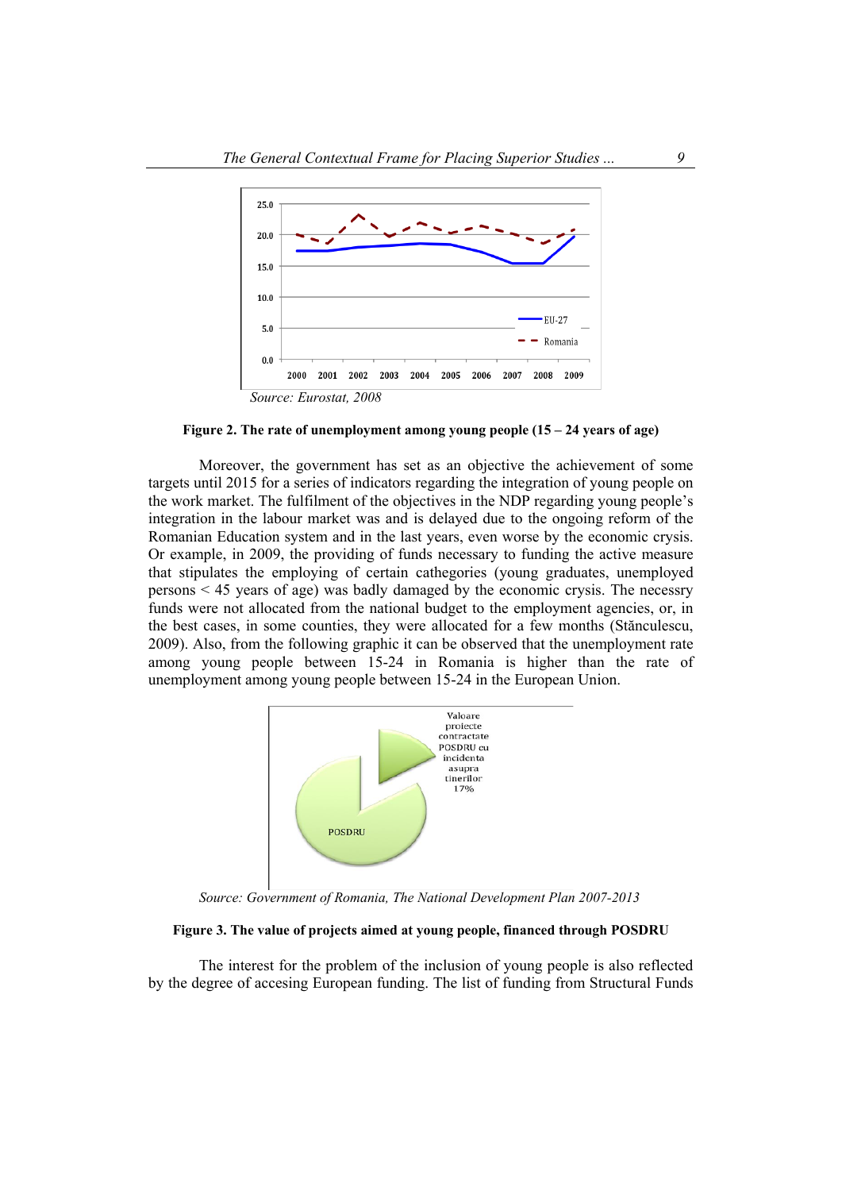Source: Eurostat, 2008

**Figure 2. The rate of unemployment among young people (15 – 24 years of age)**

Moreover, the government has set as an objective the achievement of some targets until 2015 for a series of indicators regarding the integration of young people on the work market. The fulfilment of the objectives in the NDP regarding young people's integration in the labour market was and is delayed due to the ongoing reform of the Romanian Education system and in the last years, even worse by the economic crysis. Or example, in 2009, the providing of funds necessary to funding the active measure that stipulates the employing of certain cathegories (young graduates, unemployed persons < 45 years of age) was badly damaged by the economic crysis. The necessry funds were not allocated from the national budget to the employment agencies, or, in the best cases, in some counties, they were allocated for a few months (Stănculescu, 2009). Also, from the following graphic it can be observed that the unemployment rate among young people between 15-24 in Romania is higher than the rate of unemployment among young people between 15-24 in the European Union.

Source: Government of Romania, The National Development Plan 2007-2013

**Figure 3. The value of projects aimed at young people, financed through POSDRU**

The interest for the problem of the inclusion of young people is also reflected by the degree of accesing European funding. The list of funding from Structural Funds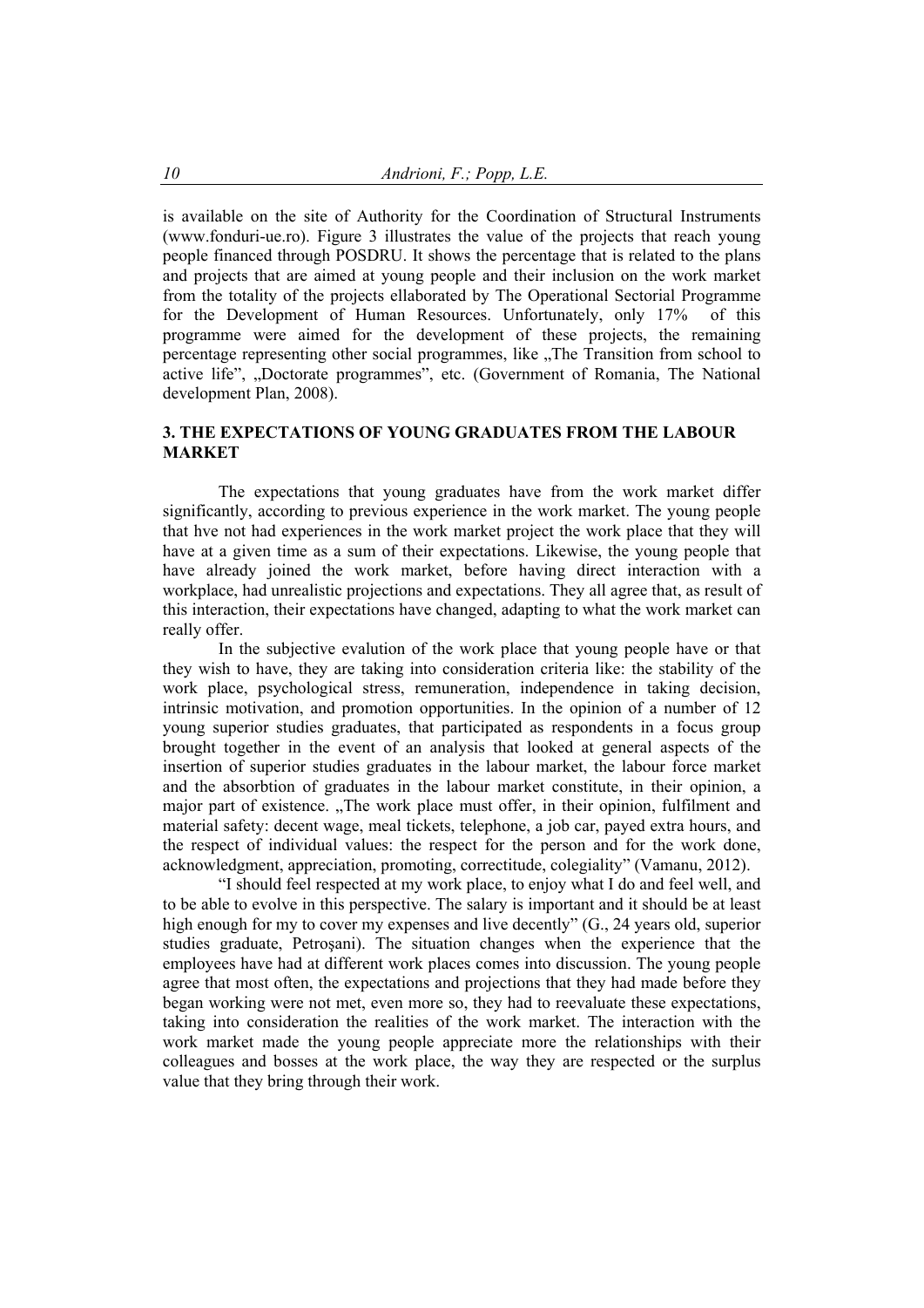is available on the site of Authority for the Coordination of Structural Instruments (www.fonduri-ue.ro). Figure 3 illustrates the value of the projects that reach young people financed through POSDRU. It shows the percentage that is related to the plans and projects that are aimed at young people and their inclusion on the work market from the totality of the projects ellaborated by The Operational Sectorial Programme for the Development of Human Resources. Unfortunately, only 17% of this programme were aimed for the development of these projects, the remaining percentage representing other social programmes, like „The Transition from school to active life", „Doctorate programmes", etc. (Government of Romania, The National development Plan, 2008).

## 3. THE EXPECTATIONS OF YOUNG GRADUATES FROM THE LABOUR MARKET

The expectations that young graduates have from the work market differ significantly, according to previous experience in the work market. The young people that hve not had experiences in the work market project the work place that they will have at a given time as a sum of their expectations. Likewise, the young people that have already joined the work market, before having direct interaction with a workplace, had unrealistic projections and expectations. They all agree that, as result of this interaction, their expectations have changed, adapting to what the work market can really offer.

In the subjective evalution of the work place that young people have or that they wish to have, they are taking into consideration criteria like: the stability of the work place, psychological stress, remuneration, independence in taking decision, intrinsic motivation, and promotion opportunities. In the opinion of a number of 12 young superior studies graduates, that participated as respondents in a focus group brought together in the event of an analysis that looked at general aspects of the insertion of superior studies graduates in the labour market, the labour force market and the absorbtion of graduates in the labour market constitute, in their opinion, a major part of existence. „The work place must offer, in their opinion, fulfilment and material safety: decent wage, meal tickets, telephone, a job car, payed extra hours, and the respect of individual values: the respect for the person and for the work done, acknowledgment, appreciation, promoting, correctitude, colegiality" (Vamanu, 2012).

"I should feel respected at my work place, to enjoy what I do and feel well, and to be able to evolve in this perspective. The salary is important and it should be at least high enough for my to cover my expenses and live decently" (G., 24 years old, superior studies graduate, Petroşani). The situation changes when the experience that the employees have had at different work places comes into discussion. The young people agree that most often, the expectations and projections that they had made before they began working were not met, even more so, they had to reevaluate these expectations, taking into consideration the realities of the work market. The interaction with the work market made the young people appreciate more the relationships with their colleagues and bosses at the work place, the way they are respected or the surplus value that they bring through their work.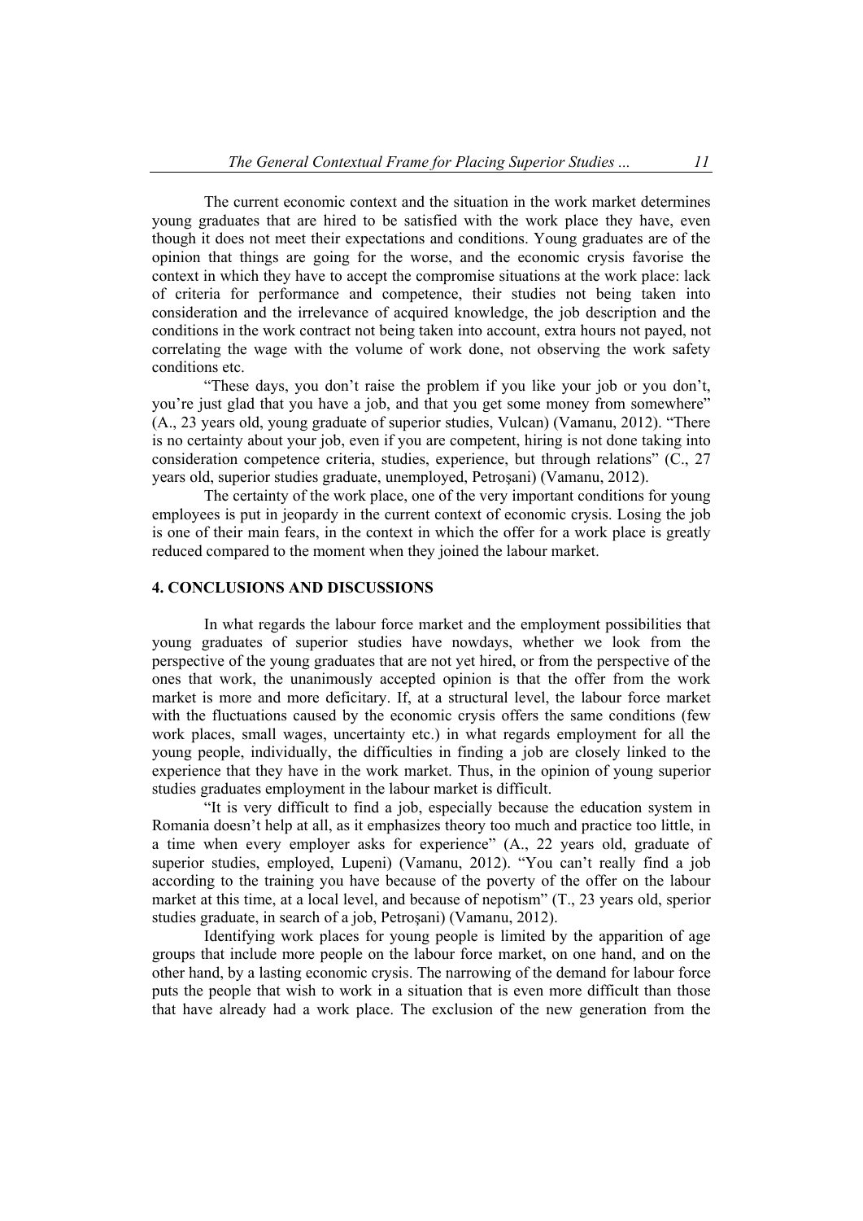The current economic context and the situation in the work market determines young graduates that are hired to be satisfied with the work place they have, even though it does not meet their expectations and conditions. Young graduates are of the opinion that things are going for the worse, and the economic crysis favorise the context in which they have to accept the compromise situations at the work place: lack of criteria for performance and competence, their studies not being taken into consideration and the irrelevance of acquired knowledge, the job description and the conditions in the work contract not being taken into account, extra hours not payed, not correlating the wage with the volume of work done, not observing the work safety conditions etc.

"These days, you don't raise the problem if you like your job or you don't, you're just glad that you have a job, and that you get some money from somewhere" (A., 23 years old, young graduate of superior studies, Vulcan) (Vamanu, 2012). "There is no certainty about your job, even if you are competent, hiring is not done taking into consideration competence criteria, studies, experience, but through relations" (C., 27 years old, superior studies graduate, unemployed, Petroşani) (Vamanu, 2012).

The certainty of the work place, one of the very important conditions for young employees is put in jeopardy in the current context of economic crysis. Losing the job is one of their main fears, in the context in which the offer for a work place is greatly reduced compared to the moment when they joined the labour market.

## 4. CONCLUSIONS AND DISCUSSIONS

In what regards the labour force market and the employment possibilities that young graduates of superior studies have nowdays, whether we look from the perspective of the young graduates that are not yet hired, or from the perspective of the ones that work, the unanimously accepted opinion is that the offer from the work market is more and more deficitary. If, at a structural level, the labour force market with the fluctuations caused by the economic crysis offers the same conditions (few work places, small wages, uncertainty etc.) in what regards employment for all the young people, individually, the difficulties in finding a job are closely linked to the experience that they have in the work market. Thus, in the opinion of young superior studies graduates employment in the labour market is difficult.

"It is very difficult to find a job, especially because the education system in Romania doesn't help at all, as it emphasizes theory too much and practice too little, in a time when every employer asks for experience" (A., 22 years old, graduate of superior studies, employed, Lupeni) (Vamanu, 2012). "You can't really find a job according to the training you have because of the poverty of the offer on the labour market at this time, at a local level, and because of nepotism" (T., 23 years old, sperior studies graduate, in search of a job, Petroşani) (Vamanu, 2012).

Identifying work places for young people is limited by the apparition of age groups that include more people on the labour force market, on one hand, and on the other hand, by a lasting economic crysis. The narrowing of the demand for labour force puts the people that wish to work in a situation that is even more difficult than those that have already had a work place. The exclusion of the new generation from the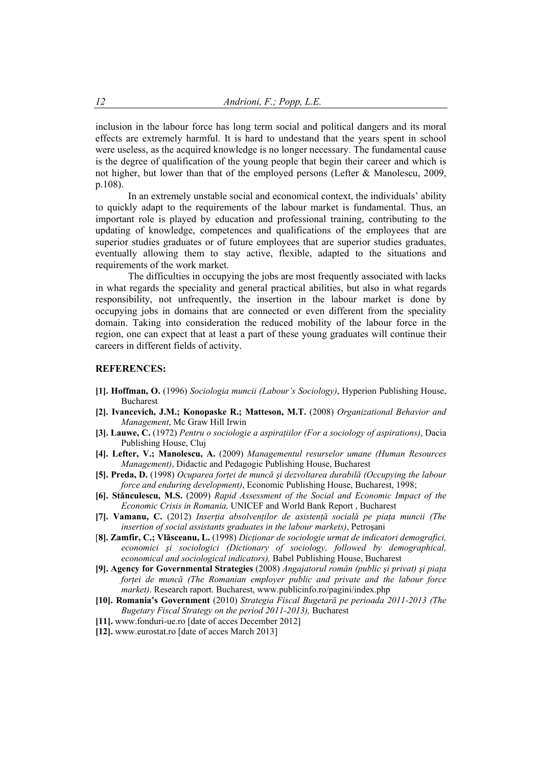inclusion in the labour force has long term social and political dangers and its moral effects are extremely harmful. It is hard to undestand that the years spent in school were useless, as the acquired knowledge is no longer necessary. The fundamental cause is the degree of qualification of the young people that begin their career and which is not higher, but lower than that of the employed persons (Lefter & Manolescu, 2009, p.108).

In an extremely unstable social and economical context, the individuals' ability to quickly adapt to the requirements of the labour market is fundamental. Thus, an important role is played by education and professional training, contributing to the updating of knowledge, competences and qualifications of the employees that are superior studies graduates or of future employees that are superior studies graduates, eventually allowing them to stay active, flexible, adapted to the situations and requirements of the work market.

The difficulties in occupying the jobs are most frequently associated with lacks in what regards the speciality and general practical abilities, but also in what regards responsibility, not unfrequently, the insertion in the labour market is done by occupying jobs in domains that are connected or even different from the speciality domain. Taking into consideration the reduced mobility of the labour force in the region, one can expect that at least a part of these young graduates will continue their careers in different fields of activity.

## REFERENCES:

**[1]. Hoffman, O.** (1996) *Sociologia muncii (Labour's Sociology)*, Hyperion Publishing House, Bucharest

**[2]. Ivancevich, J.M.; Konopaske R.; Matteson, M.T.** (2008) *Organizational Behavior and Management*, Mc Graw Hill Irwin

**[3]. Lauwe, C.** (1972) *Pentru o sociologie a aspirațiilor (For a sociology of aspirations)*, Dacia Publishing House, Cluj

**[4]. Lefter, V.; Manolescu, A.** (2009) *Managementul resurselor umane (Human Resources Management)*, Didactic and Pedagogic Publishing House, Bucharest

**[5]. Preda, D.** (1998) *Ocuparea forței de muncă și dezvoltarea durabilă (Occupying the labour force and enduring development)*, Economic Publishing House, Bucharest, 1998;

**[6]. Stănculescu, M.S.** (2009) *Rapid Assessment of the Social and Economic Impact of the Economic Crisis in Romania,* UNICEF and World Bank Report , Bucharest

**[7]. Vamanu, C.** (2012) *Inserția absolvenților de asistență socială pe piața muncii (The insertion of social assistants graduates in the labour markets)*, Petroșani

[**8]. Zamfir, C.; Vlăsceanu, L.** (1998) *Dicționar de sociologie urmat de indicatori demografici, economici și sociologici (Dictionary of sociology, followed by demographical, economical and sociological indicators),* Babel Publishing House, Bucharest

**[9]. Agency for Governmental Strategies** (2008) *Angajatorul român (public și privat) și piața forței de muncă (The Romanian employer public and private and the labour force market)*. Research raport. Bucharest, www.publicinfo.ro/pagini/index.php

**[10]. Romania's Government** (2010) *Strategia Fiscal Bugetară pe perioada 2011-2013 (The Bugetary Fiscal Strategy on the period 2011-2013),* Bucharest

**[11].** www.fonduri-ue.ro [date of acces December 2012]

**[12].** www.eurostat.ro [date of acces March 2013]